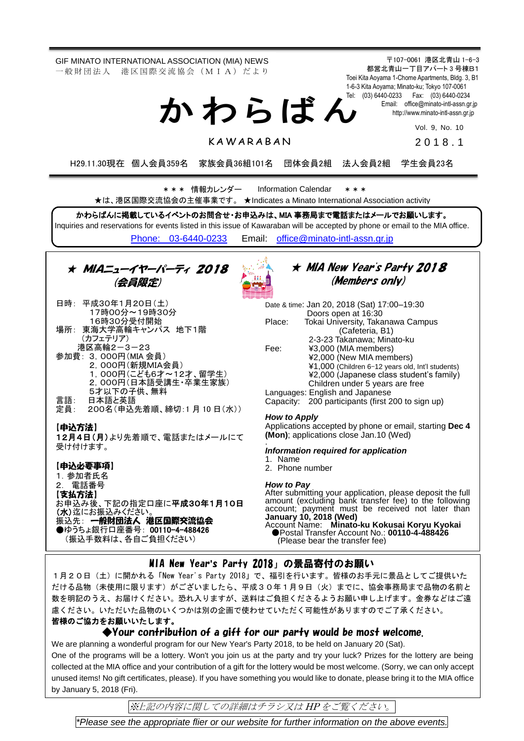GIF MINATO INTERNATIONAL ASSOCIATION (MIA) NEWS
一般財団法人　港区国際交流協会（ＭＩＡ）だより

〒107-0061 港区北青山 1-6-3
都営北青山一丁目アパート３号棟Ｂ1
Toei Kita Aoyama 1-Chome Apartments, Bldg. 3, B1
1-6-3 Kita Aoyama; Minato-ku; Tokyo 107-0061
Tel: (03) 6440-0233　Fax: (03) 6440-0234
Email: office@minato-intl-assn.gr.jp
http://www.minato-intl-assn.gr.jp

# かわらばん

KAWARABAN

Vol. 9, No. 10

２０１８.１

H29.11.30現在　個人会員359名　家族会員36組101名　団体会員2組　法人会員2組　学生会員23名

＊＊＊ 情報カレンダー　Information Calendar　＊＊＊

★は、港区国際交流協会の主催事業です。 ★Indicates a Minato International Association activity

**かわらばんに掲載しているイベントのお問合せ・お申込みは、MIA 事務局まで電話またはメールでお願いします。**
Inquiries and reservations for events listed in this issue of Kawaraban will be accepted by phone or email to the MIA office.
Phone: 03-6440-0233　Email: office@minato-intl-assn.gr.jp

## ★ MIAニューイヤーパーティ 2018 (会員限定)

日時：平成30年1月20日（土）
17時00分～19時30分
16時30分受付開始
場所：東海大学高輪キャンパス　地下1階
（カフェテリア）
港区高輪2－3－23
参加費：３，０００円（MIA 会員）
２，０００円（新規MIA会員）
１，０００円（こども6才～12才、留学生）
２，０００円（日本語受講生・卒業生家族）
5才以下の子供、無料
言語：日本語と英語
定員：200名（申込先着順、締切：1 月 10 日（水））

**【申込方法】**
**12月4日（月）より先着順で、電話またはメールにて**受け付けます。

**【申込必要事項】**
1. 参加者氏名
2. 電話番号

**【支払方法】**
お申込み後、下記の指定口座に**平成30年1月10日（水）**迄にお振込みください。
振込先：**一般財団法人　港区国際交流協会**
●ゆうちょ銀行口座番号：**00110-4-488426**
（振込手数料は、各自ご負担ください）

## ★ MIA New Year's Party 2018 (Members only)

Date & time: Jan 20, 2018 (Sat) 17:00–19:30
Doors open at 16:30
Place: Tokai University, Takanawa Campus (Cafeteria, B1)
2-3-23 Takanawa; Minato-ku
Fee: ¥3,000 (MIA members)
¥2,000 (New MIA members)
¥1,000 (Children 6–12 years old, Int'l students)
¥2,000 (Japanese class student's family)
Children under 5 years are free
Languages: English and Japanese
Capacity: 200 participants (first 200 to sign up)

***How to Apply***
Applications accepted by phone or email, starting **Dec 4 (Mon)**; applications close Jan.10 (Wed)

***Information required for application***
1. Name
2. Phone number

***How to Pay***
After submitting your application, please deposit the full amount (excluding bank transfer fee) to the following account; payment must be received not later than **January 10, 2018 (Wed)**
Account Name: **Minato-ku Kokusai Koryu Kyokai**
●Postal Transfer Account No.: **00110-4-488426**
(Please bear the transfer fee)

## MIA New Year's Party 2018」の景品寄付のお願い

１月２０日（土）に開かれる「New Year's Party 2018」で、福引を行います。皆様のお手元に景品としてご提供いただける品物（未使用に限ります）がございましたら、平成３０年１月９日（火）までに、協会事務局まで品物の名前と数を明記のうえ、お届けください。恐れ入りますが、送料はご負担くださるようお願い申し上げます。金券などはご遠慮ください。いただいた品物のいくつかは別の企画で使わせていただく可能性がありますのでご了承ください。
**皆様のご協力をお願いいたします。**

### ◆Your contribution of a gift for our party would be most welcome.

We are planning a wonderful program for our New Year's Party 2018, to be held on January 20 (Sat).
One of the programs will be a lottery. Won't you join us at the party and try your luck? Prizes for the lottery are being collected at the MIA office and your contribution of a gift for the lottery would be most welcome. (Sorry, we can only accept unused items! No gift certificates, please). If you have something you would like to donate, please bring it to the MIA office by January 5, 2018 (Fri).

*※上記の内容に関しての詳細はチラシ又は HP をご覧ください。*

*\*Please see the appropriate flier or our website for further information on the above events.*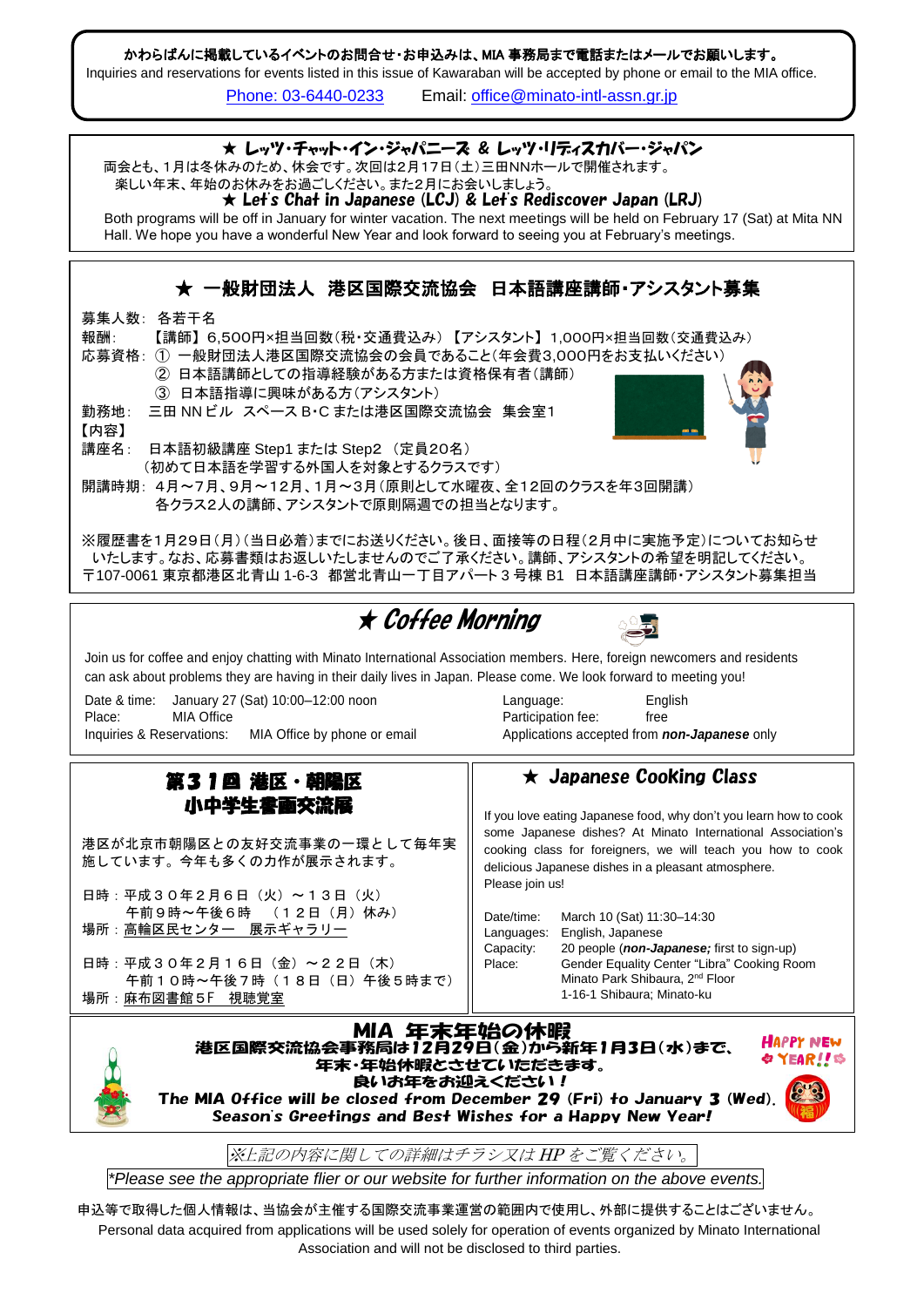かわらばんに掲載しているイベントのお問合せ・お申込みは、MIA 事務局まで電話またはメールでお願いします。
Inquiries and reservations for events listed in this issue of Kawaraban will be accepted by phone or email to the MIA office.

Phone: 03-6440-0233　　Email: office@minato-intl-assn.gr.jp

## ★ レッツ・チャット・イン・ジャパニーズ & レッツ・リディスカバー・ジャパン

両会とも、1月は冬休みのため、休会です。次回は2月17日（土）三田NNホールで開催されます。
楽しい年末、年始のお休みをお過ごしください。また2月にお会いしましょう。

## ★ Let's Chat in Japanese (LCJ) & Let's Rediscover Japan (LRJ)

Both programs will be off in January for winter vacation. The next meetings will be held on February 17 (Sat) at Mita NN Hall. We hope you have a wonderful New Year and look forward to seeing you at February's meetings.

## ★ 一般財団法人　港区国際交流協会　日本語講座講師・アシスタント募集

募集人数：各若干名
報酬：　【講師】6,500円×担当回数（税・交通費込み）【アシスタント】1,000円×担当回数（交通費込み）
応募資格：① 一般財団法人港区国際交流協会の会員であること（年会費3,000円をお支払いください）
② 日本語講師としての指導経験がある方または資格保有者（講師）
③ 日本語指導に興味がある方（アシスタント）
勤務地：　三田 NN ビル　スペース B・C または港区国際交流協会　集会室1
【内容】
講座名：　日本語初級講座 Step1 または Step2 （定員20名）
（初めて日本語を学習する外国人を対象とするクラスです）
開講時期：4月～7月、9月～12月、1月～3月（原則として水曜夜、全12回のクラスを年3回開講）
各クラス2人の講師、アシスタントで原則隔週での担当となります。

※履歴書を1月29日（月）（当日必着）までにお送りください。後日、面接等の日程（2月中に実施予定）についてお知らせいたします。なお、応募書類はお返しいたしませんのでご了承ください。講師、アシスタントの希望を明記してください。
〒107-0061 東京都港区北青山 1-6-3　都営北青山一丁目アパート３号棟 B1　日本語講座講師・アシスタント募集担当

## ★ Coffee Morning

Join us for coffee and enjoy chatting with Minato International Association members. Here, foreign newcomers and residents can ask about problems they are having in their daily lives in Japan. Please come. We look forward to meeting you!

Date & time:　January 27 (Sat) 10:00–12:00 noon
Place:　MIA Office
Inquiries & Reservations:　MIA Office by phone or email
Language:　English
Participation fee:　free
Applications accepted from ***non-Japanese*** only

## 第３１回 港区・朝陽区 小中学生書画交流展

港区が北京市朝陽区との友好交流事業の一環として毎年実施しています。今年も多くの力作が展示されます。

日時：平成３０年２月６日（火）～１３日（火）
午前９時～午後６時　（１２日（月）休み）
場所：高輪区民センター　展示ギャラリー

日時：平成３０年２月１６日（金）～２２日（木）
午前１０時～午後７時（１８日（日）午後５時まで）
場所：麻布図書館５F　視聴覚室

## ★ Japanese Cooking Class

If you love eating Japanese food, why don't you learn how to cook some Japanese dishes? At Minato International Association's cooking class for foreigners, we will teach you how to cook delicious Japanese dishes in a pleasant atmosphere.
Please join us!

Date/time:　March 10 (Sat) 11:30–14:30
Languages:　English, Japanese
Capacity:　20 people (***non-Japanese;*** first to sign-up)
Place:　Gender Equality Center "Libra" Cooking Room
Minato Park Shibaura, 2nd Floor
1-16-1 Shibaura; Minato-ku

## MIA 年末年始の休暇

**港区国際交流協会事務局は12月29日（金）から新年1月3日（水）まで、年末・年始休暇とさせていただきます。**
**良いお年をお迎えください！**
**The MIA Office will be closed from December 29 (Fri) to January 3 (Wed).**
**Season's Greetings and Best Wishes for a Happy New Year!**

HAPPY NEW YEAR!!

※上記の内容に関しての詳細はチラシ又は HP をご覧ください。
*Please see the appropriate flier or our website for further information on the above events.*

申込等で取得した個人情報は、当協会が主催する国際交流事業運営の範囲内で使用し、外部に提供することはございません。
Personal data acquired from applications will be used solely for operation of events organized by Minato International Association and will not be disclosed to third parties.